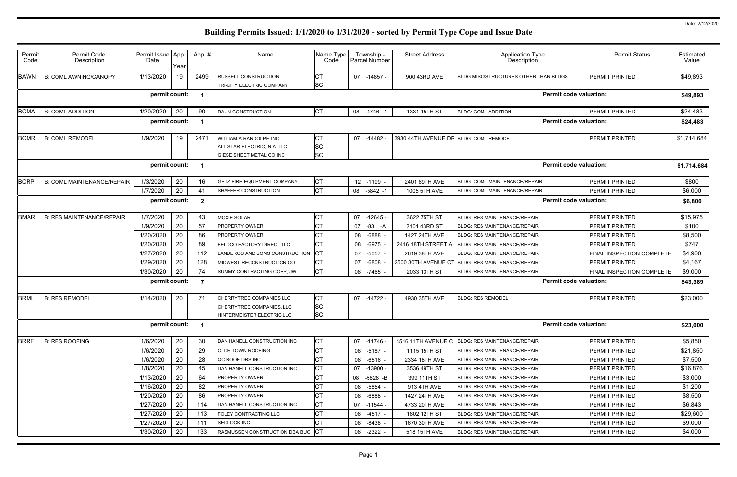# Building Permits Issued: 1/1/2020 to 1/31/2020 - sorted by Permit Type Cope and Issue Date

Date: 2/12/2020

| Permit Code | Permit Code Description | Permit Issue Date | App. Year | App. # | Name | Name Type Code | Township - Parcel Number | Street Address | Application Type Description | Permit Status | Estimated Value |
|---|---|---|---|---|---|---|---|---|---|---|---|
| BAWN | B: COML AWNING/CANOPY | 1/13/2020 | 19 | 2499 | RUSSELL CONSTRUCTION | CT | 07 -14857 - | 900 43RD AVE | BLDG:MISC/STRUCTURES OTHER THAN BLDGS | PERMIT PRINTED | $49,893 |
| | | | | | TRI-CITY ELECTRIC COMPANY | SC | | | | | |
| | | permit count: | | 1 | | | | | Permit code valuation: | | $49,893 |
| BCMA | B: COML ADDITION | 1/20/2020 | 20 | 90 | RAUN CONSTRUCTION | CT | 08 -4746 -1 | 1331 15TH ST | BLDG: COML ADDITION | PERMIT PRINTED | $24,483 |
| | | permit count: | | 1 | | | | | Permit code valuation: | | $24,483 |
| BCMR | B: COML REMODEL | 1/9/2020 | 19 | 2471 | WILLIAM A RANDOLPH INC | CT | 07 -14482 - | 3930 44TH AVENUE DR | BLDG: COML REMODEL | PERMIT PRINTED | $1,714,684 |
| | | | | | ALL STAR ELECTRIC, N.A. LLC | SC | | | | | |
| | | | | | GIESE SHEET METAL CO INC | SC | | | | | |
| | | permit count: | | 1 | | | | | Permit code valuation: | | $1,714,684 |
| BCRP | B: COML MAINTENANCE/REPAIR | 1/3/2020 | 20 | 16 | GETZ FIRE EQUIPMENT COMPANY | CT | 12 -1199 - | 2401 69TH AVE | BLDG: COML MAINTENANCE/REPAIR | PERMIT PRINTED | $800 |
| | | 1/7/2020 | 20 | 41 | SHAFFER CONSTRUCTION | CT | 08 -5842 -1 | 1005 5TH AVE | BLDG: COML MAINTENANCE/REPAIR | PERMIT PRINTED | $6,000 |
| | | permit count: | | 2 | | | | | Permit code valuation: | | $6,800 |
| BMAR | B: RES MAINTENANCE/REPAIR | 1/7/2020 | 20 | 43 | MOXIE SOLAR | CT | 07 -12645 - | 3622 75TH ST | BLDG: RES MAINTENANCE/REPAIR | PERMIT PRINTED | $15,975 |
| | | 1/9/2020 | 20 | 57 | PROPERTY OWNER | CT | 07 -83 -A | 2101 43RD ST | BLDG: RES MAINTENANCE/REPAIR | PERMIT PRINTED | $100 |
| | | 1/20/2020 | 20 | 86 | PROPERTY OWNER | CT | 08 -6888 - | 1427 24TH AVE | BLDG: RES MAINTENANCE/REPAIR | PERMIT PRINTED | $8,500 |
| | | 1/20/2020 | 20 | 89 | FELDCO FACTORY DIRECT LLC | CT | 08 -6975 - | 2416 18TH STREET A | BLDG: RES MAINTENANCE/REPAIR | PERMIT PRINTED | $747 |
| | | 1/27/2020 | 20 | 112 | LANDEROS AND SONS CONSTRUCTION | CT | 07 -5057 - | 2619 38TH AVE | BLDG: RES MAINTENANCE/REPAIR | FINAL INSPECTION COMPLETE | $4,900 |
| | | 1/29/2020 | 20 | 128 | MIDWEST RECONSTRUCTION CO | CT | 07 -6808 - | 2500 30TH AVENUE CT | BLDG: RES MAINTENANCE/REPAIR | PERMIT PRINTED | $4,167 |
| | | 1/30/2020 | 20 | 74 | SUMMY CONTRACTING CORP, JW | CT | 08 -7465 - | 2033 13TH ST | BLDG: RES MAINTENANCE/REPAIR | FINAL INSPECTION COMPLETE | $9,000 |
| | | permit count: | | 7 | | | | | Permit code valuation: | | $43,389 |
| BRML | B: RES REMODEL | 1/14/2020 | 20 | 71 | CHERRYTREE COMPANIES LLC | CT | 07 -14722 - | 4930 35TH AVE | BLDG: RES REMODEL | PERMIT PRINTED | $23,000 |
| | | | | | CHERRYTREE COMPANIES, LLC | SC | | | | | |
| | | | | | HINTERMEISTER ELECTRIC LLC | SC | | | | | |
| | | permit count: | | 1 | | | | | Permit code valuation: | | $23,000 |
| BRRF | B: RES ROOFING | 1/6/2020 | 20 | 30 | DAN HANELL CONSTRUCTION INC | CT | 07 -11746 - | 4516 11TH AVENUE C | BLDG: RES MAINTENANCE/REPAIR | PERMIT PRINTED | $5,850 |
| | | 1/6/2020 | 20 | 29 | OLDE TOWN ROOFING | CT | 08 -5187 - | 1115 15TH ST | BLDG: RES MAINTENANCE/REPAIR | PERMIT PRINTED | $21,850 |
| | | 1/6/2020 | 20 | 28 | QC ROOF DRS INC. | CT | 08 -6516 - | 2334 18TH AVE | BLDG: RES MAINTENANCE/REPAIR | PERMIT PRINTED | $7,500 |
| | | 1/8/2020 | 20 | 45 | DAN HANELL CONSTRUCTION INC | CT | 07 -13900 - | 3536 49TH ST | BLDG: RES MAINTENANCE/REPAIR | PERMIT PRINTED | $16,876 |
| | | 1/13/2020 | 20 | 64 | PROPERTY OWNER | CT | 08 -5828 -B | 399 11TH ST | BLDG: RES MAINTENANCE/REPAIR | PERMIT PRINTED | $3,000 |
| | | 1/16/2020 | 20 | 82 | PROPERTY OWNER | CT | 08 -5854 - | 913 4TH AVE | BLDG: RES MAINTENANCE/REPAIR | PERMIT PRINTED | $1,200 |
| | | 1/20/2020 | 20 | 86 | PROPERTY OWNER | CT | 08 -6888 - | 1427 24TH AVE | BLDG: RES MAINTENANCE/REPAIR | PERMIT PRINTED | $8,500 |
| | | 1/27/2020 | 20 | 114 | DAN HANELL CONSTRUCTION INC | CT | 07 -11544 - | 4733 20TH AVE | BLDG: RES MAINTENANCE/REPAIR | PERMIT PRINTED | $6,843 |
| | | 1/27/2020 | 20 | 113 | FOLEY CONTRACTING LLC | CT | 08 -4517 - | 1802 12TH ST | BLDG: RES MAINTENANCE/REPAIR | PERMIT PRINTED | $29,600 |
| | | 1/27/2020 | 20 | 111 | SEDLOCK INC | CT | 08 -8438 - | 1670 30TH AVE | BLDG: RES MAINTENANCE/REPAIR | PERMIT PRINTED | $9,000 |
| | | 1/30/2020 | 20 | 133 | RASMUSSEN CONSTRUCTION DBA BUC | CT | 08 -2322 - | 518 15TH AVE | BLDG: RES MAINTENANCE/REPAIR | PERMIT PRINTED | $4,000 |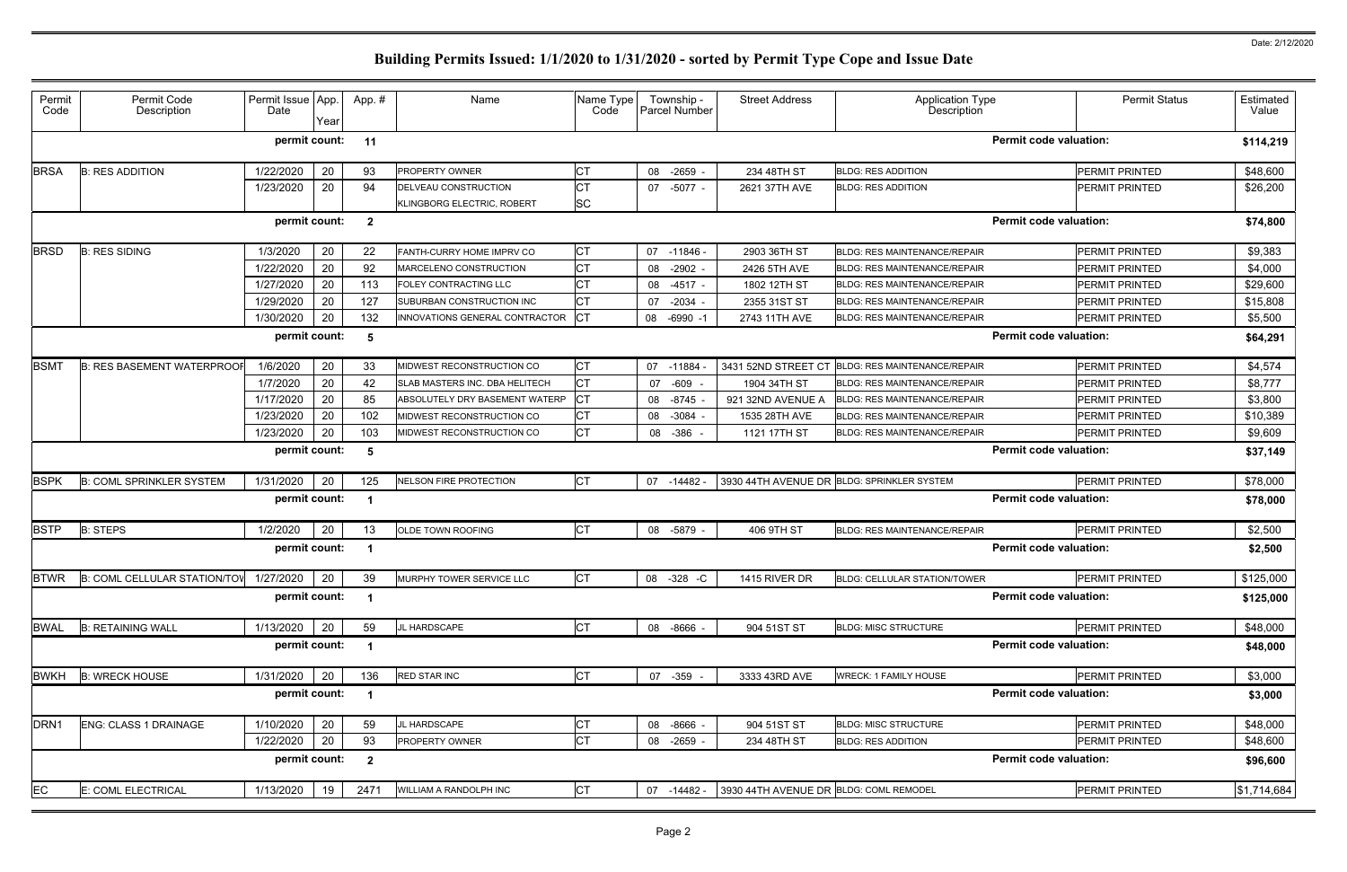# Building Permits Issued: 1/1/2020 to 1/31/2020 - sorted by Permit Type Cope and Issue Date

Date: 2/12/2020

| Permit Code | Permit Code Description | Permit Issue Date | App. Year | App. # | Name | Name Type Code | Township - Parcel Number | Street Address | Application Type Description | Permit Status | Estimated Value |
|---|---|---|---|---|---|---|---|---|---|---|---|
| | | permit count: | | 11 | | | | | Permit code valuation: | | $114,219 |
| BRSA | B: RES ADDITION | 1/22/2020 | 20 | 93 | PROPERTY OWNER | CT | 08 -2659 - | 234 48TH ST | BLDG: RES ADDITION | PERMIT PRINTED | $48,600 |
| | | 1/23/2020 | 20 | 94 | DELVEAU CONSTRUCTION | CT | 07 -5077 - | 2621 37TH AVE | BLDG: RES ADDITION | PERMIT PRINTED | $26,200 |
| | | | | | KLINGBORG ELECTRIC, ROBERT | SC | | | | | |
| | | permit count: | | 2 | | | | | Permit code valuation: | | $74,800 |
| BRSD | B: RES SIDING | 1/3/2020 | 20 | 22 | FANTH-CURRY HOME IMPRV CO | CT | 07 -11846 - | 2903 36TH ST | BLDG: RES MAINTENANCE/REPAIR | PERMIT PRINTED | $9,383 |
| | | 1/22/2020 | 20 | 92 | MARCELENO CONSTRUCTION | CT | 08 -2902 - | 2426 5TH AVE | BLDG: RES MAINTENANCE/REPAIR | PERMIT PRINTED | $4,000 |
| | | 1/27/2020 | 20 | 113 | FOLEY CONTRACTING LLC | CT | 08 -4517 - | 1802 12TH ST | BLDG: RES MAINTENANCE/REPAIR | PERMIT PRINTED | $29,600 |
| | | 1/29/2020 | 20 | 127 | SUBURBAN CONSTRUCTION INC | CT | 07 -2034 - | 2355 31ST ST | BLDG: RES MAINTENANCE/REPAIR | PERMIT PRINTED | $15,808 |
| | | 1/30/2020 | 20 | 132 | INNOVATIONS GENERAL CONTRACTOR | CT | 08 -6990 -1 | 2743 11TH AVE | BLDG: RES MAINTENANCE/REPAIR | PERMIT PRINTED | $5,500 |
| | | permit count: | | 5 | | | | | Permit code valuation: | | $64,291 |
| BSMT | B: RES BASEMENT WATERPROOF | 1/6/2020 | 20 | 33 | MIDWEST RECONSTRUCTION CO | CT | 07 -11884 - | 3431 52ND STREET CT | BLDG: RES MAINTENANCE/REPAIR | PERMIT PRINTED | $4,574 |
| | | 1/7/2020 | 20 | 42 | SLAB MASTERS INC. DBA HELITECH | CT | 07 -609 - | 1904 34TH ST | BLDG: RES MAINTENANCE/REPAIR | PERMIT PRINTED | $8,777 |
| | | 1/17/2020 | 20 | 85 | ABSOLUTELY DRY BASEMENT WATERP | CT | 08 -8745 - | 921 32ND AVENUE A | BLDG: RES MAINTENANCE/REPAIR | PERMIT PRINTED | $3,800 |
| | | 1/23/2020 | 20 | 102 | MIDWEST RECONSTRUCTION CO | CT | 08 -3084 - | 1535 28TH AVE | BLDG: RES MAINTENANCE/REPAIR | PERMIT PRINTED | $10,389 |
| | | 1/23/2020 | 20 | 103 | MIDWEST RECONSTRUCTION CO | CT | 08 -386 - | 1121 17TH ST | BLDG: RES MAINTENANCE/REPAIR | PERMIT PRINTED | $9,609 |
| | | permit count: | | 5 | | | | | Permit code valuation: | | $37,149 |
| BSPK | B: COML SPRINKLER SYSTEM | 1/31/2020 | 20 | 125 | NELSON FIRE PROTECTION | CT | 07 -14482 - | 3930 44TH AVENUE DR | BLDG: SPRINKLER SYSTEM | PERMIT PRINTED | $78,000 |
| | | permit count: | | 1 | | | | | Permit code valuation: | | $78,000 |
| BSTP | B: STEPS | 1/2/2020 | 20 | 13 | OLDE TOWN ROOFING | CT | 08 -5879 - | 406 9TH ST | BLDG: RES MAINTENANCE/REPAIR | PERMIT PRINTED | $2,500 |
| | | permit count: | | 1 | | | | | Permit code valuation: | | $2,500 |
| BTWR | B: COML CELLULAR STATION/TOW | 1/27/2020 | 20 | 39 | MURPHY TOWER SERVICE LLC | CT | 08 -328 -C | 1415 RIVER DR | BLDG: CELLULAR STATION/TOWER | PERMIT PRINTED | $125,000 |
| | | permit count: | | 1 | | | | | Permit code valuation: | | $125,000 |
| BWAL | B: RETAINING WALL | 1/13/2020 | 20 | 59 | JL HARDSCAPE | CT | 08 -8666 - | 904 51ST ST | BLDG: MISC STRUCTURE | PERMIT PRINTED | $48,000 |
| | | permit count: | | 1 | | | | | Permit code valuation: | | $48,000 |
| BWKH | B: WRECK HOUSE | 1/31/2020 | 20 | 136 | RED STAR INC | CT | 07 -359 - | 3333 43RD AVE | WRECK: 1 FAMILY HOUSE | PERMIT PRINTED | $3,000 |
| | | permit count: | | 1 | | | | | Permit code valuation: | | $3,000 |
| DRN1 | ENG: CLASS 1 DRAINAGE | 1/10/2020 | 20 | 59 | JL HARDSCAPE | CT | 08 -8666 - | 904 51ST ST | BLDG: MISC STRUCTURE | PERMIT PRINTED | $48,000 |
| | | 1/22/2020 | 20 | 93 | PROPERTY OWNER | CT | 08 -2659 - | 234 48TH ST | BLDG: RES ADDITION | PERMIT PRINTED | $48,600 |
| | | permit count: | | 2 | | | | | Permit code valuation: | | $96,600 |
| EC | E: COML ELECTRICAL | 1/13/2020 | 19 | 2471 | WILLIAM A RANDOLPH INC | CT | 07 -14482 - | 3930 44TH AVENUE DR | BLDG: COML REMODEL | PERMIT PRINTED | $1,714,684 |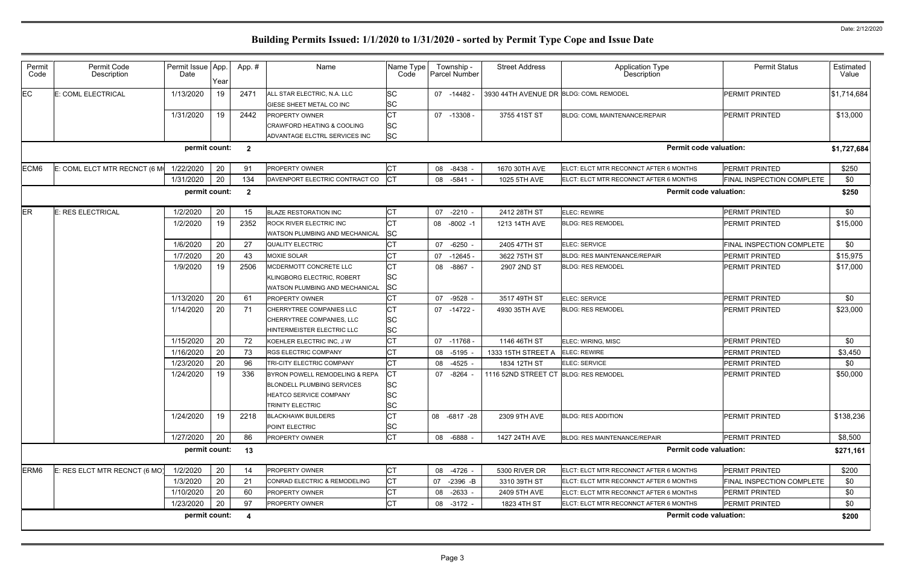# Building Permits Issued: 1/1/2020 to 1/31/2020 - sorted by Permit Type Cope and Issue Date

Date: 2/12/2020

| Permit Code | Permit Code Description | Permit Issue Date | App. Year | App. # | Name | Name Type Code | Township - Parcel Number | Street Address | Application Type Description | Permit Status | Estimated Value |
|---|---|---|---|---|---|---|---|---|---|---|---|
| EC | E: COML ELECTRICAL | 1/13/2020 | 19 | 2471 | ALL STAR ELECTRIC, N.A. LLC<br>GIESE SHEET METAL CO INC | SC<br>SC | 07 -14482 - | 3930 44TH AVENUE DR | BLDG: COML REMODEL | PERMIT PRINTED | $1,714,684 |
| | | 1/31/2020 | 19 | 2442 | PROPERTY OWNER<br>CRAWFORD HEATING & COOLING<br>ADVANTAGE ELCTRL SERVICES INC | CT<br>SC<br>SC | 07 -13308 - | 3755 41ST ST | BLDG: COML MAINTENANCE/REPAIR | PERMIT PRINTED | $13,000 |
| | | permit count: | | 2 | | | | | Permit code valuation: | | $1,727,684 |
| ECM6 | E: COML ELCT MTR RECNCT (6 M | 1/22/2020 | 20 | 91 | PROPERTY OWNER | CT | 08 -8438 - | 1670 30TH AVE | ELCT: ELCT MTR RECONNCT AFTER 6 MONTHS | PERMIT PRINTED | $250 |
| | | 1/31/2020 | 20 | 134 | DAVENPORT ELECTRIC CONTRACT CO | CT | 08 -5841 - | 1025 5TH AVE | ELCT: ELCT MTR RECONNCT AFTER 6 MONTHS | FINAL INSPECTION COMPLETE | $0 |
| | | permit count: | | 2 | | | | | Permit code valuation: | | $250 |
| ER | E: RES ELECTRICAL | 1/2/2020 | 20 | 15 | BLAZE RESTORATION INC | CT | 07 -2210 - | 2412 28TH ST | ELEC: REWIRE | PERMIT PRINTED | $0 |
| | | 1/2/2020 | 19 | 2352 | ROCK RIVER ELECTRIC INC<br>WATSON PLUMBING AND MECHANICAL | CT<br>SC | 08 -8002 -1 | 1213 14TH AVE | BLDG: RES REMODEL | PERMIT PRINTED | $15,000 |
| | | 1/6/2020 | 20 | 27 | QUALITY ELECTRIC | CT | 07 -6250 - | 2405 47TH ST | ELEC: SERVICE | FINAL INSPECTION COMPLETE | $0 |
| | | 1/7/2020 | 20 | 43 | MOXIE SOLAR | CT | 07 -12645 - | 3622 75TH ST | BLDG: RES MAINTENANCE/REPAIR | PERMIT PRINTED | $15,975 |
| | | 1/9/2020 | 19 | 2506 | MCDERMOTT CONCRETE LLC<br>KLINGBORG ELECTRIC, ROBERT<br>WATSON PLUMBING AND MECHANICAL | CT<br>SC<br>SC | 08 -8867 - | 2907 2ND ST | BLDG: RES REMODEL | PERMIT PRINTED | $17,000 |
| | | 1/13/2020 | 20 | 61 | PROPERTY OWNER | CT | 07 -9528 - | 3517 49TH ST | ELEC: SERVICE | PERMIT PRINTED | $0 |
| | | 1/14/2020 | 20 | 71 | CHERRYTREE COMPANIES LLC<br>CHERRYTREE COMPANIES, LLC<br>HINTERMEISTER ELECTRIC LLC | CT<br>SC<br>SC | 07 -14722 - | 4930 35TH AVE | BLDG: RES REMODEL | PERMIT PRINTED | $23,000 |
| | | 1/15/2020 | 20 | 72 | KOEHLER ELECTRIC INC, J W | CT | 07 -11768 - | 1146 46TH ST | ELEC: WIRING, MISC | PERMIT PRINTED | $0 |
| | | 1/16/2020 | 20 | 73 | RGS ELECTRIC COMPANY | CT | 08 -5195 - | 1333 15TH STREET A | ELEC: REWIRE | PERMIT PRINTED | $3,450 |
| | | 1/23/2020 | 20 | 96 | TRI-CITY ELECTRIC COMPANY | CT | 08 -4525 - | 1834 12TH ST | ELEC: SERVICE | PERMIT PRINTED | $0 |
| | | 1/24/2020 | 19 | 336 | BYRON POWELL REMODELING & REPA<br>BLONDELL PLUMBING SERVICES<br>HEATCO SERVICE COMPANY<br>TRINITY ELECTRIC | CT<br>SC<br>SC<br>SC | 07 -8264 - | 1116 52ND STREET CT | BLDG: RES REMODEL | PERMIT PRINTED | $50,000 |
| | | 1/24/2020 | 19 | 2218 | BLACKHAWK BUILDERS<br>POINT ELECTRIC | CT<br>SC | 08 -6817 -28 | 2309 9TH AVE | BLDG: RES ADDITION | PERMIT PRINTED | $138,236 |
| | | 1/27/2020 | 20 | 86 | PROPERTY OWNER | CT | 08 -6888 - | 1427 24TH AVE | BLDG: RES MAINTENANCE/REPAIR | PERMIT PRINTED | $8,500 |
| | | permit count: | | 13 | | | | | Permit code valuation: | | $271,161 |
| ERM6 | E: RES ELCT MTR RECNCT (6 MO) | 1/2/2020 | 20 | 14 | PROPERTY OWNER | CT | 08 -4726 - | 5300 RIVER DR | ELCT: ELCT MTR RECONNCT AFTER 6 MONTHS | PERMIT PRINTED | $200 |
| | | 1/3/2020 | 20 | 21 | CONRAD ELECTRIC & REMODELING | CT | 07 -2396 -B | 3310 39TH ST | ELCT: ELCT MTR RECONNCT AFTER 6 MONTHS | FINAL INSPECTION COMPLETE | $0 |
| | | 1/10/2020 | 20 | 60 | PROPERTY OWNER | CT | 08 -2633 - | 2409 5TH AVE | ELCT: ELCT MTR RECONNCT AFTER 6 MONTHS | PERMIT PRINTED | $0 |
| | | 1/23/2020 | 20 | 97 | PROPERTY OWNER | CT | 08 -3172 - | 1823 4TH ST | ELCT: ELCT MTR RECONNCT AFTER 6 MONTHS | PERMIT PRINTED | $0 |
| | | permit count: | | 4 | | | | | Permit code valuation: | | $200 |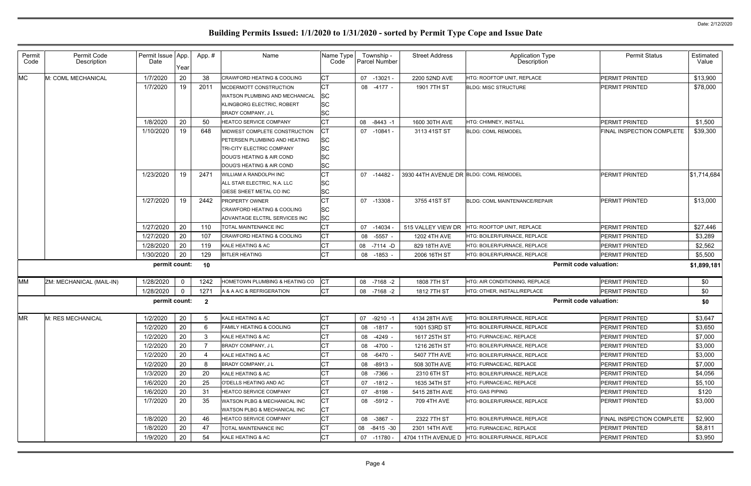# Building Permits Issued: 1/1/2020 to 1/31/2020 - sorted by Permit Type Cope and Issue Date

Date: 2/12/2020

| Permit Code | Permit Code Description | Permit Issue Date | App. Year | App. # | Name | Name Type Code | Township - Parcel Number | Street Address | Application Type Description | Permit Status | Estimated Value |
|---|---|---|---|---|---|---|---|---|---|---|---|
| MC | M: COML MECHANICAL | 1/7/2020 | 20 | 38 | CRAWFORD HEATING & COOLING | CT | 07 -13021 - | 2200 52ND AVE | HTG: ROOFTOP UNIT, REPLACE | PERMIT PRINTED | $13,900 |
| | | 1/7/2020 | 19 | 2011 | MCDERMOTT CONSTRUCTION | CT | 08 -4177 - | 1901 7TH ST | BLDG: MISC STRUCTURE | PERMIT PRINTED | $78,000 |
| | | | | | WATSON PLUMBING AND MECHANICAL | SC | | | | | |
| | | | | | KLINGBORG ELECTRIC, ROBERT | SC | | | | | |
| | | | | | BRADY COMPANY, J L | SC | | | | | |
| | | 1/8/2020 | 20 | 50 | HEATCO SERVICE COMPANY | CT | 08 -8443 -1 | 1600 30TH AVE | HTG: CHIMNEY, INSTALL | PERMIT PRINTED | $1,500 |
| | | 1/10/2020 | 19 | 648 | MIDWEST COMPLETE CONSTRUCTION | CT | 07 -10841 - | 3113 41ST ST | BLDG: COML REMODEL | FINAL INSPECTION COMPLETE | $39,300 |
| | | | | | PETERSEN PLUMBING AND HEATING | SC | | | | | |
| | | | | | TRI-CITY ELECTRIC COMPANY | SC | | | | | |
| | | | | | DOUG'S HEATING & AIR COND | SC | | | | | |
| | | | | | DOUG'S HEATING & AIR COND | SC | | | | | |
| | | 1/23/2020 | 19 | 2471 | WILLIAM A RANDOLPH INC | CT | 07 -14482 - | 3930 44TH AVENUE DR | BLDG: COML REMODEL | PERMIT PRINTED | $1,714,684 |
| | | | | | ALL STAR ELECTRIC, N.A. LLC | SC | | | | | |
| | | | | | GIESE SHEET METAL CO INC | SC | | | | | |
| | | 1/27/2020 | 19 | 2442 | PROPERTY OWNER | CT | 07 -13308 - | 3755 41ST ST | BLDG: COML MAINTENANCE/REPAIR | PERMIT PRINTED | $13,000 |
| | | | | | CRAWFORD HEATING & COOLING | SC | | | | | |
| | | | | | ADVANTAGE ELCTRL SERVICES INC | SC | | | | | |
| | | 1/27/2020 | 20 | 110 | TOTAL MAINTENANCE INC | CT | 07 -14034 - | 515 VALLEY VIEW DR | HTG: ROOFTOP UNIT, REPLACE | PERMIT PRINTED | $27,446 |
| | | 1/27/2020 | 20 | 107 | CRAWFORD HEATING & COOLING | CT | 08 -5557 - | 1202 4TH AVE | HTG: BOILER/FURNACE, REPLACE | PERMIT PRINTED | $3,289 |
| | | 1/28/2020 | 20 | 119 | KALE HEATING & AC | CT | 08 -7114 -D | 829 18TH AVE | HTG: BOILER/FURNACE, REPLACE | PERMIT PRINTED | $2,562 |
| | | 1/30/2020 | 20 | 129 | BITLER HEATING | CT | 08 -1853 - | 2006 16TH ST | HTG: BOILER/FURNACE, REPLACE | PERMIT PRINTED | $5,500 |
| | | **permit count:** | | **10** | | | | | **Permit code valuation:** | | **$1,899,181** |
| MM | ZM: MECHANICAL (MAIL-IN) | 1/28/2020 | 0 | 1242 | HOMETOWN PLUMBING & HEATING CO | CT | 08 -7168 -2 | 1808 7TH ST | HTG: AIR CONDITIONING, REPLACE | PERMIT PRINTED | $0 |
| | | 1/28/2020 | 0 | 1271 | A & A A/C & REFRIGERATION | CT | 08 -7168 -2 | 1812 7TH ST | HTG: OTHER, INSTALL/REPLACE | PERMIT PRINTED | $0 |
| | | **permit count:** | | **2** | | | | | **Permit code valuation:** | | **$0** |
| MR | M: RES MECHANICAL | 1/2/2020 | 20 | 5 | KALE HEATING & AC | CT | 07 -9210 -1 | 4134 28TH AVE | HTG: BOILER/FURNACE, REPLACE | PERMIT PRINTED | $3,647 |
| | | 1/2/2020 | 20 | 6 | FAMILY HEATING & COOLING | CT | 08 -1817 - | 1001 53RD ST | HTG: BOILER/FURNACE, REPLACE | PERMIT PRINTED | $3,650 |
| | | 1/2/2020 | 20 | 3 | KALE HEATING & AC | CT | 08 -4249 - | 1617 25TH ST | HTG: FURNACE/AC, REPLACE | PERMIT PRINTED | $7,000 |
| | | 1/2/2020 | 20 | 7 | BRADY COMPANY, J L | CT | 08 -4700 - | 1216 26TH ST | HTG: BOILER/FURNACE, REPLACE | PERMIT PRINTED | $3,000 |
| | | 1/2/2020 | 20 | 4 | KALE HEATING & AC | CT | 08 -6470 - | 5407 7TH AVE | HTG: BOILER/FURNACE, REPLACE | PERMIT PRINTED | $3,000 |
| | | 1/2/2020 | 20 | 8 | BRADY COMPANY, J L | CT | 08 -8913 - | 508 30TH AVE | HTG: FURNACE/AC, REPLACE | PERMIT PRINTED | $7,000 |
| | | 1/3/2020 | 20 | 20 | KALE HEATING & AC | CT | 08 -7366 - | 2310 6TH ST | HTG: BOILER/FURNACE, REPLACE | PERMIT PRINTED | $4,056 |
| | | 1/6/2020 | 20 | 25 | O'DELLS HEATING AND AC | CT | 07 -1812 - | 1635 34TH ST | HTG: FURNACE/AC, REPLACE | PERMIT PRINTED | $5,100 |
| | | 1/6/2020 | 20 | 31 | HEATCO SERVICE COMPANY | CT | 07 -8198 - | 5415 28TH AVE | HTG: GAS PIPING | PERMIT PRINTED | $120 |
| | | 1/7/2020 | 20 | 35 | WATSON PLBG & MECHANICAL INC | CT | 08 -5912 - | 709 4TH AVE | HTG: BOILER/FURNACE, REPLACE | PERMIT PRINTED | $3,000 |
| | | | | | WATSON PLBG & MECHANICAL INC | CT | | | | | |
| | | 1/8/2020 | 20 | 46 | HEATCO SERVICE COMPANY | CT | 08 -3867 - | 2322 7TH ST | HTG: BOILER/FURNACE, REPLACE | FINAL INSPECTION COMPLETE | $2,900 |
| | | 1/8/2020 | 20 | 47 | TOTAL MAINTENANCE INC | CT | 08 -8415 -30 | 2301 14TH AVE | HTG: FURNACE/AC, REPLACE | PERMIT PRINTED | $8,811 |
| | | 1/9/2020 | 20 | 54 | KALE HEATING & AC | CT | 07 -11780 - | 4704 11TH AVENUE D | HTG: BOILER/FURNACE, REPLACE | PERMIT PRINTED | $3,950 |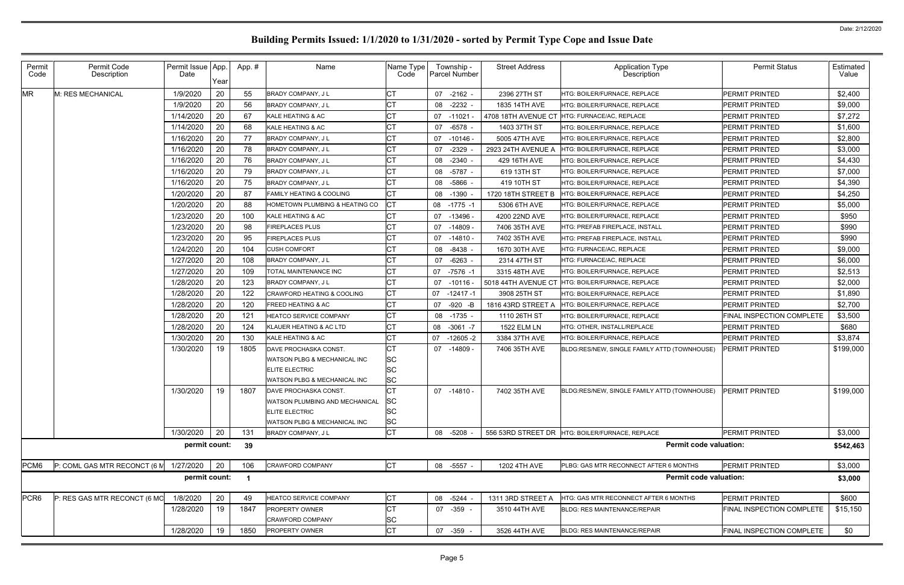# Building Permits Issued: 1/1/2020 to 1/31/2020 - sorted by Permit Type Cope and Issue Date

Date: 2/12/2020

| Permit Code | Permit Code Description | Permit Issue Date | App. Year | App. # | Name | Name Type Code | Township - Parcel Number | Street Address | Application Type Description | Permit Status | Estimated Value |
|---|---|---|---|---|---|---|---|---|---|---|---|
| MR | M: RES MECHANICAL | 1/9/2020 | 20 | 55 | BRADY COMPANY, J L | CT | 07 -2162 - | 2396 27TH ST | HTG: BOILER/FURNACE, REPLACE | PERMIT PRINTED | $2,400 |
| | | 1/9/2020 | 20 | 56 | BRADY COMPANY, J L | CT | 08 -2232 - | 1835 14TH AVE | HTG: BOILER/FURNACE, REPLACE | PERMIT PRINTED | $9,000 |
| | | 1/14/2020 | 20 | 67 | KALE HEATING & AC | CT | 07 -11021 - | 4708 18TH AVENUE CT | HTG: FURNACE/AC, REPLACE | PERMIT PRINTED | $7,272 |
| | | 1/14/2020 | 20 | 68 | KALE HEATING & AC | CT | 07 -6578 - | 1403 37TH ST | HTG: BOILER/FURNACE, REPLACE | PERMIT PRINTED | $1,600 |
| | | 1/16/2020 | 20 | 77 | BRADY COMPANY, J L | CT | 07 -10146 - | 5005 47TH AVE | HTG: BOILER/FURNACE, REPLACE | PERMIT PRINTED | $2,800 |
| | | 1/16/2020 | 20 | 78 | BRADY COMPANY, J L | CT | 07 -2329 - | 2923 24TH AVENUE A | HTG: BOILER/FURNACE, REPLACE | PERMIT PRINTED | $3,000 |
| | | 1/16/2020 | 20 | 76 | BRADY COMPANY, J L | CT | 08 -2340 - | 429 16TH AVE | HTG: BOILER/FURNACE, REPLACE | PERMIT PRINTED | $4,430 |
| | | 1/16/2020 | 20 | 79 | BRADY COMPANY, J L | CT | 08 -5787 - | 619 13TH ST | HTG: BOILER/FURNACE, REPLACE | PERMIT PRINTED | $7,000 |
| | | 1/16/2020 | 20 | 75 | BRADY COMPANY, J L | CT | 08 -5866 - | 419 10TH ST | HTG: BOILER/FURNACE, REPLACE | PERMIT PRINTED | $4,390 |
| | | 1/20/2020 | 20 | 87 | FAMILY HEATING & COOLING | CT | 08 -1390 - | 1720 18TH STREET B | HTG: BOILER/FURNACE, REPLACE | PERMIT PRINTED | $4,250 |
| | | 1/20/2020 | 20 | 88 | HOMETOWN PLUMBING & HEATING CO | CT | 08 -1775 -1 | 5306 6TH AVE | HTG: BOILER/FURNACE, REPLACE | PERMIT PRINTED | $5,000 |
| | | 1/23/2020 | 20 | 100 | KALE HEATING & AC | CT | 07 -13496 - | 4200 22ND AVE | HTG: BOILER/FURNACE, REPLACE | PERMIT PRINTED | $950 |
| | | 1/23/2020 | 20 | 98 | FIREPLACES PLUS | CT | 07 -14809 - | 7406 35TH AVE | HTG: PREFAB FIREPLACE, INSTALL | PERMIT PRINTED | $990 |
| | | 1/23/2020 | 20 | 95 | FIREPLACES PLUS | CT | 07 -14810 - | 7402 35TH AVE | HTG: PREFAB FIREPLACE, INSTALL | PERMIT PRINTED | $990 |
| | | 1/24/2020 | 20 | 104 | CUSH COMFORT | CT | 08 -8438 - | 1670 30TH AVE | HTG: FURNACE/AC, REPLACE | PERMIT PRINTED | $9,000 |
| | | 1/27/2020 | 20 | 108 | BRADY COMPANY, J L | CT | 07 -6263 - | 2314 47TH ST | HTG: FURNACE/AC, REPLACE | PERMIT PRINTED | $6,000 |
| | | 1/27/2020 | 20 | 109 | TOTAL MAINTENANCE INC | CT | 07 -7576 -1 | 3315 48TH AVE | HTG: BOILER/FURNACE, REPLACE | PERMIT PRINTED | $2,513 |
| | | 1/28/2020 | 20 | 123 | BRADY COMPANY, J L | CT | 07 -10116 - | 5018 44TH AVENUE CT | HTG: BOILER/FURNACE, REPLACE | PERMIT PRINTED | $2,000 |
| | | 1/28/2020 | 20 | 122 | CRAWFORD HEATING & COOLING | CT | 07 -12417 -1 | 3908 25TH ST | HTG: BOILER/FURNACE, REPLACE | PERMIT PRINTED | $1,890 |
| | | 1/28/2020 | 20 | 120 | FREED HEATING & AC | CT | 07 -920 -B | 1816 43RD STREET A | HTG: BOILER/FURNACE, REPLACE | PERMIT PRINTED | $2,700 |
| | | 1/28/2020 | 20 | 121 | HEATCO SERVICE COMPANY | CT | 08 -1735 - | 1110 26TH ST | HTG: BOILER/FURNACE, REPLACE | FINAL INSPECTION COMPLETE | $3,500 |
| | | 1/28/2020 | 20 | 124 | KLAUER HEATING & AC LTD | CT | 08 -3061 -7 | 1522 ELM LN | HTG: OTHER, INSTALL/REPLACE | PERMIT PRINTED | $680 |
| | | 1/30/2020 | 20 | 130 | KALE HEATING & AC | CT | 07 -12605 -2 | 3384 37TH AVE | HTG: BOILER/FURNACE, REPLACE | PERMIT PRINTED | $3,874 |
| | | 1/30/2020 | 19 | 1805 | DAVE PROCHASKA CONST. | CT | 07 -14809 - | 7406 35TH AVE | BLDG:RES/NEW, SINGLE FAMILY ATTD (TOWNHOUSE) | PERMIT PRINTED | $199,000 |
| | | | | | WATSON PLBG & MECHANICAL INC | SC | | | | | |
| | | | | | ELITE ELECTRIC | SC | | | | | |
| | | | | | WATSON PLBG & MECHANICAL INC | SC | | | | | |
| | | 1/30/2020 | 19 | 1807 | DAVE PROCHASKA CONST. | CT | 07 -14810 - | 7402 35TH AVE | BLDG:RES/NEW, SINGLE FAMILY ATTD (TOWNHOUSE) | PERMIT PRINTED | $199,000 |
| | | | | | WATSON PLUMBING AND MECHANICAL | SC | | | | | |
| | | | | | ELITE ELECTRIC | SC | | | | | |
| | | | | | WATSON PLBG & MECHANICAL INC | SC | | | | | |
| | | 1/30/2020 | 20 | 131 | BRADY COMPANY, J L | CT | 08 -5208 - | 556 53RD STREET DR | HTG: BOILER/FURNACE, REPLACE | PERMIT PRINTED | $3,000 |
| | | **permit count:** | | **39** | | | | | **Permit code valuation:** | | **$542,463** |
| PCM6 | P: COML GAS MTR RECONCT (6 M | 1/27/2020 | 20 | 106 | CRAWFORD COMPANY | CT | 08 -5557 - | 1202 4TH AVE | PLBG: GAS MTR RECONNECT AFTER 6 MONTHS | PERMIT PRINTED | $3,000 |
| | | **permit count:** | | **1** | | | | | **Permit code valuation:** | | **$3,000** |
| PCR6 | P: RES GAS MTR RECONCT (6 MO | 1/8/2020 | 20 | 49 | HEATCO SERVICE COMPANY | CT | 08 -5244 - | 1311 3RD STREET A | HTG: GAS MTR RECONNECT AFTER 6 MONTHS | PERMIT PRINTED | $600 |
| | | 1/28/2020 | 19 | 1847 | PROPERTY OWNER | CT | 07 -359 - | 3510 44TH AVE | BLDG: RES MAINTENANCE/REPAIR | FINAL INSPECTION COMPLETE | $15,150 |
| | | | | | CRAWFORD COMPANY | SC | | | | | |
| | | 1/28/2020 | 19 | 1850 | PROPERTY OWNER | CT | 07 -359 - | 3526 44TH AVE | BLDG: RES MAINTENANCE/REPAIR | FINAL INSPECTION COMPLETE | $0 |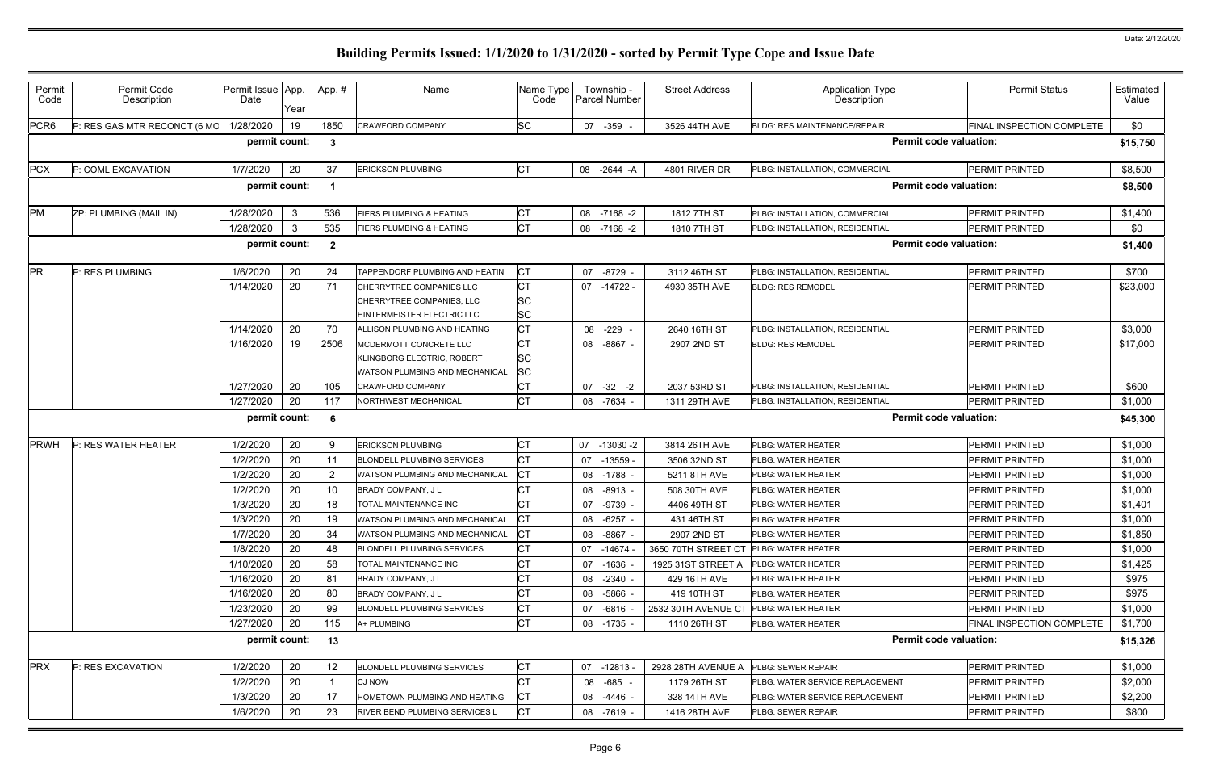# Building Permits Issued: 1/1/2020 to 1/31/2020 - sorted by Permit Type Cope and Issue Date

Date: 2/12/2020

| Permit Code | Permit Code Description | Permit Issue Date | App. Year | App. # | Name | Name Type Code | Township - Parcel Number | Street Address | Application Type Description | Permit Status | Estimated Value |
|---|---|---|---|---|---|---|---|---|---|---|---|
| PCR6 | P: RES GAS MTR RECONCT (6 MO | 1/28/2020 | 19 | 1850 | CRAWFORD COMPANY | SC | 07 -359 - | 3526 44TH AVE | BLDG: RES MAINTENANCE/REPAIR | FINAL INSPECTION COMPLETE | $0 |
| | | permit count: | | 3 | | | | | Permit code valuation: | | $15,750 |
| PCX | P: COML EXCAVATION | 1/7/2020 | 20 | 37 | ERICKSON PLUMBING | CT | 08 -2644 -A | 4801 RIVER DR | PLBG: INSTALLATION, COMMERCIAL | PERMIT PRINTED | $8,500 |
| | | permit count: | | 1 | | | | | Permit code valuation: | | $8,500 |
| PM | ZP: PLUMBING (MAIL IN) | 1/28/2020 | 3 | 536 | FIERS PLUMBING & HEATING | CT | 08 -7168 -2 | 1812 7TH ST | PLBG: INSTALLATION, COMMERCIAL | PERMIT PRINTED | $1,400 |
| | | 1/28/2020 | 3 | 535 | FIERS PLUMBING & HEATING | CT | 08 -7168 -2 | 1810 7TH ST | PLBG: INSTALLATION, RESIDENTIAL | PERMIT PRINTED | $0 |
| | | permit count: | | 2 | | | | | Permit code valuation: | | $1,400 |
| PR | P: RES PLUMBING | 1/6/2020 | 20 | 24 | TAPPENDORF PLUMBING AND HEATIN | CT | 07 -8729 - | 3112 46TH ST | PLBG: INSTALLATION, RESIDENTIAL | PERMIT PRINTED | $700 |
| | | 1/14/2020 | 20 | 71 | CHERRYTREE COMPANIES LLC<br>CHERRYTREE COMPANIES, LLC<br>HINTERMEISTER ELECTRIC LLC | CT<br>SC<br>SC | 07 -14722 - | 4930 35TH AVE | BLDG: RES REMODEL | PERMIT PRINTED | $23,000 |
| | | 1/14/2020 | 20 | 70 | ALLISON PLUMBING AND HEATING | CT | 08 -229 - | 2640 16TH ST | PLBG: INSTALLATION, RESIDENTIAL | PERMIT PRINTED | $3,000 |
| | | 1/16/2020 | 19 | 2506 | MCDERMOTT CONCRETE LLC<br>KLINGBORG ELECTRIC, ROBERT<br>WATSON PLUMBING AND MECHANICAL | CT<br>SC<br>SC | 08 -8867 - | 2907 2ND ST | BLDG: RES REMODEL | PERMIT PRINTED | $17,000 |
| | | 1/27/2020 | 20 | 105 | CRAWFORD COMPANY | CT | 07 -32 -2 | 2037 53RD ST | PLBG: INSTALLATION, RESIDENTIAL | PERMIT PRINTED | $600 |
| | | 1/27/2020 | 20 | 117 | NORTHWEST MECHANICAL | CT | 08 -7634 - | 1311 29TH AVE | PLBG: INSTALLATION, RESIDENTIAL | PERMIT PRINTED | $1,000 |
| | | permit count: | | 6 | | | | | Permit code valuation: | | $45,300 |
| PRWH | P: RES WATER HEATER | 1/2/2020 | 20 | 9 | ERICKSON PLUMBING | CT | 07 -13030 -2 | 3814 26TH AVE | PLBG: WATER HEATER | PERMIT PRINTED | $1,000 |
| | | 1/2/2020 | 20 | 11 | BLONDELL PLUMBING SERVICES | CT | 07 -13559 - | 3506 32ND ST | PLBG: WATER HEATER | PERMIT PRINTED | $1,000 |
| | | 1/2/2020 | 20 | 2 | WATSON PLUMBING AND MECHANICAL | CT | 08 -1788 - | 5211 8TH AVE | PLBG: WATER HEATER | PERMIT PRINTED | $1,000 |
| | | 1/2/2020 | 20 | 10 | BRADY COMPANY, J L | CT | 08 -8913 - | 508 30TH AVE | PLBG: WATER HEATER | PERMIT PRINTED | $1,000 |
| | | 1/3/2020 | 20 | 18 | TOTAL MAINTENANCE INC | CT | 07 -9739 - | 4406 49TH ST | PLBG: WATER HEATER | PERMIT PRINTED | $1,401 |
| | | 1/3/2020 | 20 | 19 | WATSON PLUMBING AND MECHANICAL | CT | 08 -6257 - | 431 46TH ST | PLBG: WATER HEATER | PERMIT PRINTED | $1,000 |
| | | 1/7/2020 | 20 | 34 | WATSON PLUMBING AND MECHANICAL | CT | 08 -8867 - | 2907 2ND ST | PLBG: WATER HEATER | PERMIT PRINTED | $1,850 |
| | | 1/8/2020 | 20 | 48 | BLONDELL PLUMBING SERVICES | CT | 07 -14674 - | 3650 70TH STREET CT | PLBG: WATER HEATER | PERMIT PRINTED | $1,000 |
| | | 1/10/2020 | 20 | 58 | TOTAL MAINTENANCE INC | CT | 07 -1636 - | 1925 31ST STREET A | PLBG: WATER HEATER | PERMIT PRINTED | $1,425 |
| | | 1/16/2020 | 20 | 81 | BRADY COMPANY, J L | CT | 08 -2340 - | 429 16TH AVE | PLBG: WATER HEATER | PERMIT PRINTED | $975 |
| | | 1/16/2020 | 20 | 80 | BRADY COMPANY, J L | CT | 08 -5866 - | 419 10TH ST | PLBG: WATER HEATER | PERMIT PRINTED | $975 |
| | | 1/23/2020 | 20 | 99 | BLONDELL PLUMBING SERVICES | CT | 07 -6816 - | 2532 30TH AVENUE CT | PLBG: WATER HEATER | PERMIT PRINTED | $1,000 |
| | | 1/27/2020 | 20 | 115 | A+ PLUMBING | CT | 08 -1735 - | 1110 26TH ST | PLBG: WATER HEATER | FINAL INSPECTION COMPLETE | $1,700 |
| | | permit count: | | 13 | | | | | Permit code valuation: | | $15,326 |
| PRX | P: RES EXCAVATION | 1/2/2020 | 20 | 12 | BLONDELL PLUMBING SERVICES | CT | 07 -12813 - | 2928 28TH AVENUE A | PLBG: SEWER REPAIR | PERMIT PRINTED | $1,000 |
| | | 1/2/2020 | 20 | 1 | CJ NOW | CT | 08 -685 - | 1179 26TH ST | PLBG: WATER SERVICE REPLACEMENT | PERMIT PRINTED | $2,000 |
| | | 1/3/2020 | 20 | 17 | HOMETOWN PLUMBING AND HEATING | CT | 08 -4446 - | 328 14TH AVE | PLBG: WATER SERVICE REPLACEMENT | PERMIT PRINTED | $2,200 |
| | | 1/6/2020 | 20 | 23 | RIVER BEND PLUMBING SERVICES L | CT | 08 -7619 - | 1416 28TH AVE | PLBG: SEWER REPAIR | PERMIT PRINTED | $800 |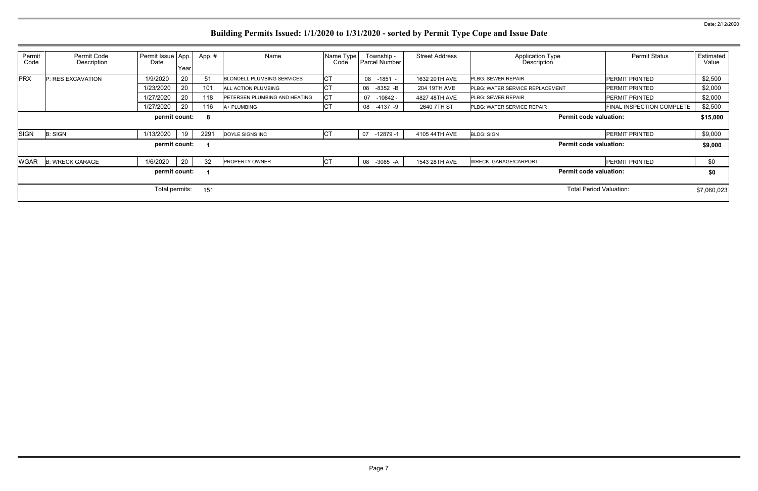# Building Permits Issued: 1/1/2020 to 1/31/2020 - sorted by Permit Type Cope and Issue Date

| Permit Code | Permit Code Description | Permit Issue Date | App. Year | App. # | Name | Name Type Code | Township - Parcel Number | Street Address | Application Type Description | Permit Status | Estimated Value |
|---|---|---|---|---|---|---|---|---|---|---|---|
| PRX | P: RES EXCAVATION | 1/9/2020 | 20 | 51 | BLONDELL PLUMBING SERVICES | CT | 08 -1851 - | 1632 20TH AVE | PLBG: SEWER REPAIR | PERMIT PRINTED | $2,500 |
| | | 1/23/2020 | 20 | 101 | ALL ACTION PLUMBING | CT | 08 -8352 -B | 204 19TH AVE | PLBG: WATER SERVICE REPLACEMENT | PERMIT PRINTED | $2,000 |
| | | 1/27/2020 | 20 | 118 | PETERSEN PLUMBING AND HEATING | CT | 07 -10642 - | 4827 48TH AVE | PLBG: SEWER REPAIR | PERMIT PRINTED | $2,000 |
| | | 1/27/2020 | 20 | 116 | A+ PLUMBING | CT | 08 -4137 -9 | 2640 7TH ST | PLBG: WATER SERVICE REPAIR | FINAL INSPECTION COMPLETE | $2,500 |
| | | permit count: | | 8 | | | | | | Permit code valuation: | $15,000 |
| SIGN | B: SIGN | 1/13/2020 | 19 | 2291 | DOYLE SIGNS INC | CT | 07 -12879 -1 | 4105 44TH AVE | BLDG: SIGN | PERMIT PRINTED | $9,000 |
| | | permit count: | | 1 | | | | | | Permit code valuation: | $9,000 |
| WGAR | B: WRECK GARAGE | 1/6/2020 | 20 | 32 | PROPERTY OWNER | CT | 08 -3085 -A | 1543 28TH AVE | WRECK: GARAGE/CARPORT | PERMIT PRINTED | $0 |
| | | permit count: | | 1 | | | | | | Permit code valuation: | $0 |
| | | Total permits: | | 151 | | | | | | Total Period Valuation: | $7,060,023 |